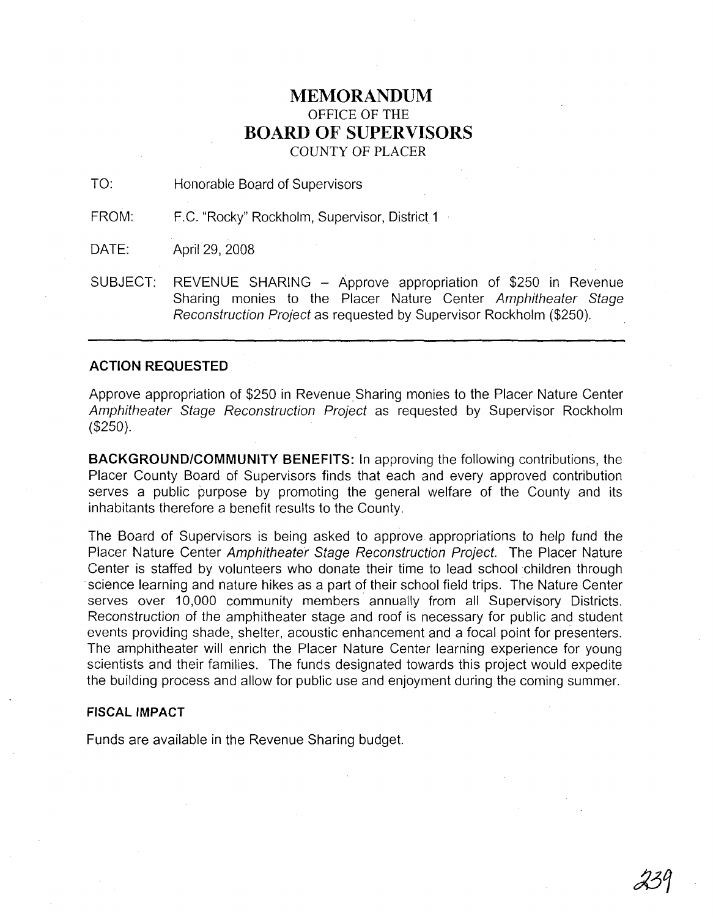# MEMORANDUM

OFFICE OF THE

# BOARD OF SUPERVISORS

COUNTY OF PLACER

TO: Honorable Board of Supervisors

FROM: F.C. "Rocky" Rockholm, Supervisor, District 1

DATE: April 29, 2008

SUBJECT: REVENUE SHARING – Approve appropriation of $250 in Revenue Sharing monies to the Placer Nature Center *Amphitheater Stage Reconstruction Project* as requested by Supervisor Rockholm ($250).

---

**ACTION REQUESTED**

Approve appropriation of $250 in Revenue Sharing monies to the Placer Nature Center *Amphitheater Stage Reconstruction Project* as requested by Supervisor Rockholm ($250).

**BACKGROUND/COMMUNITY BENEFITS:** In approving the following contributions, the Placer County Board of Supervisors finds that each and every approved contribution serves a public purpose by promoting the general welfare of the County and its inhabitants therefore a benefit results to the County.

The Board of Supervisors is being asked to approve appropriations to help fund the Placer Nature Center *Amphitheater Stage Reconstruction Project.* The Placer Nature Center is staffed by volunteers who donate their time to lead school children through science learning and nature hikes as a part of their school field trips. The Nature Center serves over 10,000 community members annually from all Supervisory Districts. Reconstruction of the amphitheater stage and roof is necessary for public and student events providing shade, shelter, acoustic enhancement and a focal point for presenters. The amphitheater will enrich the Placer Nature Center learning experience for young scientists and their families. The funds designated towards this project would expedite the building process and allow for public use and enjoyment during the coming summer.

**FISCAL IMPACT**

Funds are available in the Revenue Sharing budget.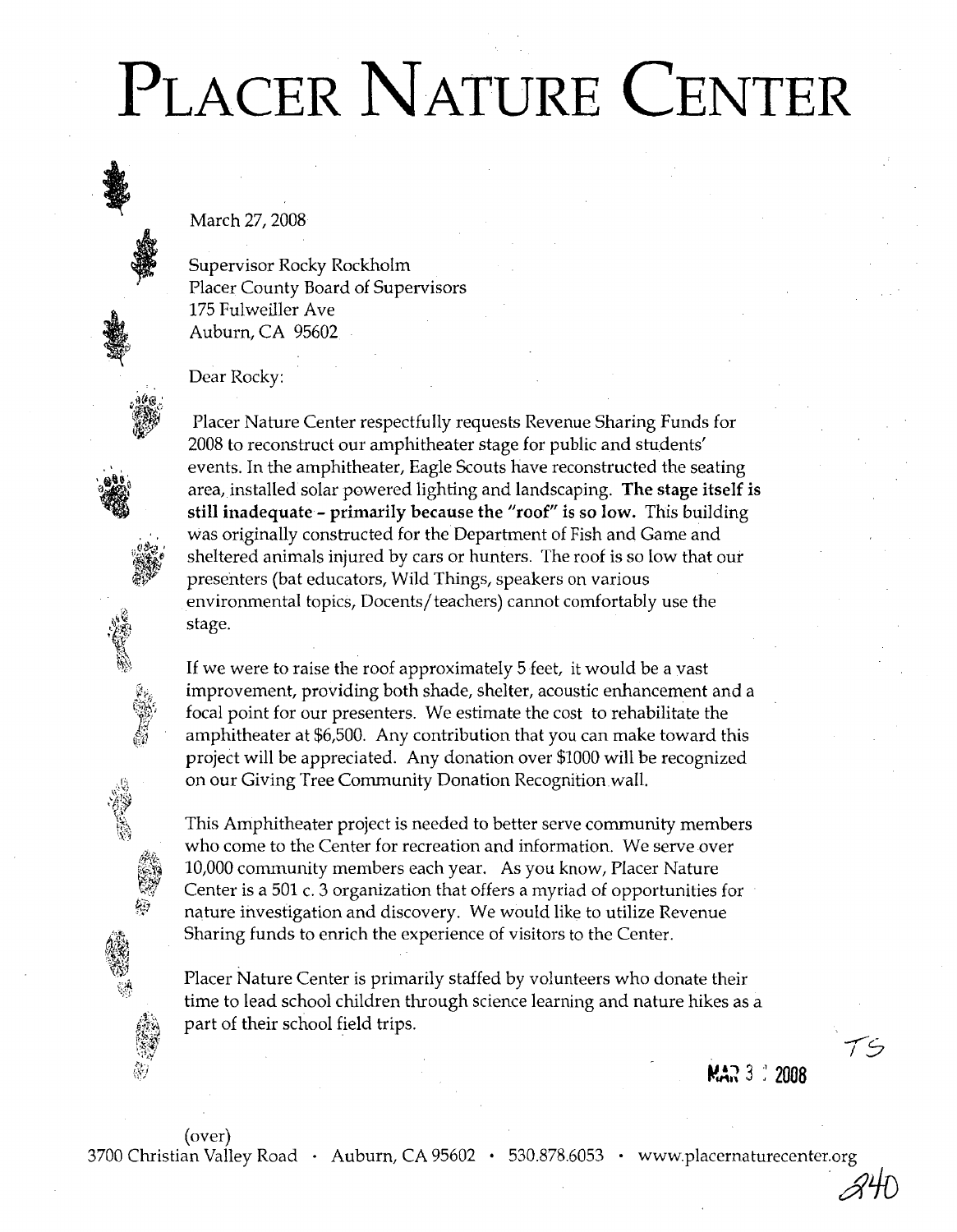# PLACER NATURE CENTER

March 27, 2008

Supervisor Rocky Rockholm
Placer County Board of Supervisors
175 Fulweiller Ave
Auburn, CA 95602

Dear Rocky:

Placer Nature Center respectfully requests Revenue Sharing Funds for 2008 to reconstruct our amphitheater stage for public and students' events. In the amphitheater, Eagle Scouts have reconstructed the seating area, installed solar powered lighting and landscaping. **The stage itself is still inadequate – primarily because the "roof" is so low.** This building was originally constructed for the Department of Fish and Game and sheltered animals injured by cars or hunters. The roof is so low that our presenters (bat educators, Wild Things, speakers on various environmental topics, Docents/teachers) cannot comfortably use the stage.

If we were to raise the roof approximately 5 feet, it would be a vast improvement, providing both shade, shelter, acoustic enhancement and a focal point for our presenters. We estimate the cost to rehabilitate the amphitheater at $6,500. Any contribution that you can make toward this project will be appreciated. Any donation over $1000 will be recognized on our Giving Tree Community Donation Recognition wall.

This Amphitheater project is needed to better serve community members who come to the Center for recreation and information. We serve over 10,000 community members each year. As you know, Placer Nature Center is a 501 c. 3 organization that offers a myriad of opportunities for nature investigation and discovery. We would like to utilize Revenue Sharing funds to enrich the experience of visitors to the Center.

Placer Nature Center is primarily staffed by volunteers who donate their time to lead school children through science learning and nature hikes as a part of their school field trips.

TS

MAR 3 1 2008

(over)

3700 Christian Valley Road · Auburn, CA 95602 · 530.878.6053 · www.placernaturecenter.org

240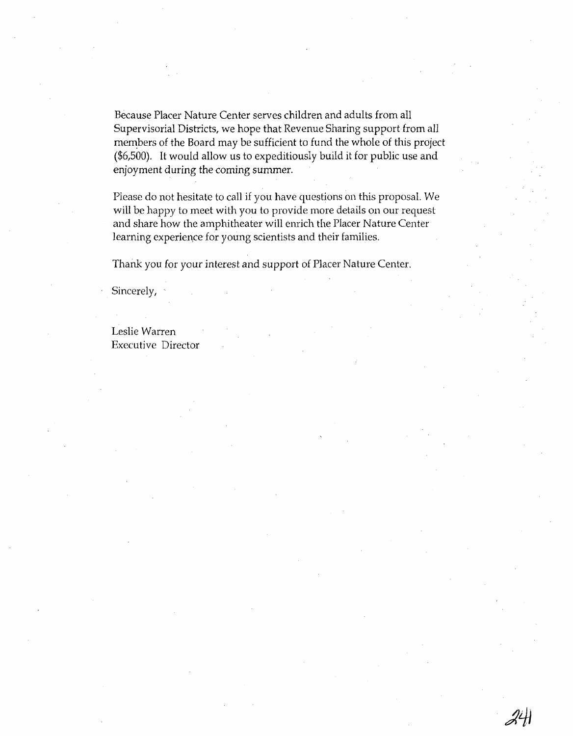Because Placer Nature Center serves children and adults from all Supervisorial Districts, we hope that Revenue Sharing support from all members of the Board may be sufficient to fund the whole of this project ($6,500). It would allow us to expeditiously build it for public use and enjoyment during the coming summer.

Please do not hesitate to call if you have questions on this proposal. We will be happy to meet with you to provide more details on our request and share how the amphitheater will enrich the Placer Nature Center learning experience for young scientists and their families.

Thank you for your interest and support of Placer Nature Center.

Sincerely,

Leslie Warren
Executive Director